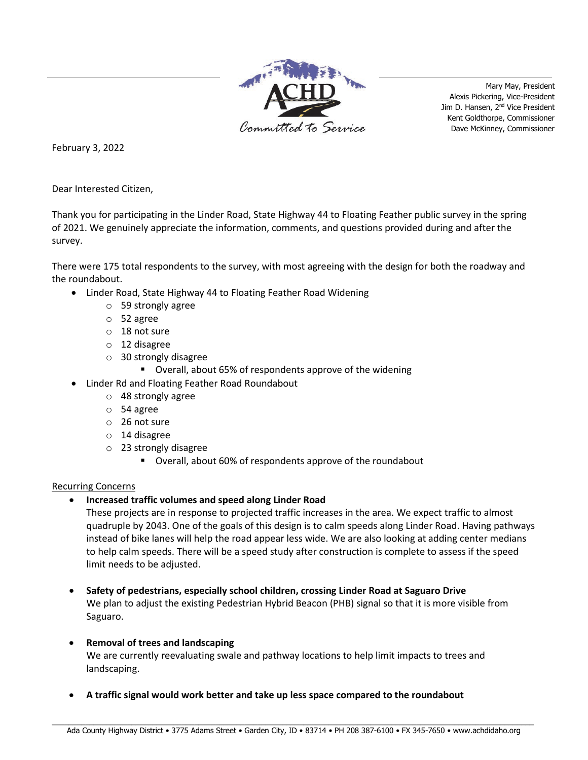Mary May, President
Alexis Pickering, Vice-President
Jim D. Hansen, 2nd Vice President
Kent Goldthorpe, Commissioner
Dave McKinney, Commissioner

February 3, 2022

Dear Interested Citizen,

Thank you for participating in the Linder Road, State Highway 44 to Floating Feather public survey in the spring of 2021. We genuinely appreciate the information, comments, and questions provided during and after the survey.

There were 175 total respondents to the survey, with most agreeing with the design for both the roadway and the roundabout.

- Linder Road, State Highway 44 to Floating Feather Road Widening
  - 59 strongly agree
  - 52 agree
  - 18 not sure
  - 12 disagree
  - 30 strongly disagree
    - Overall, about 65% of respondents approve of the widening
- Linder Rd and Floating Feather Road Roundabout
  - 48 strongly agree
  - 54 agree
  - 26 not sure
  - 14 disagree
  - 23 strongly disagree
    - Overall, about 60% of respondents approve of the roundabout

<u>Recurring Concerns</u>

- **Increased traffic volumes and speed along Linder Road**
  These projects are in response to projected traffic increases in the area. We expect traffic to almost quadruple by 2043. One of the goals of this design is to calm speeds along Linder Road. Having pathways instead of bike lanes will help the road appear less wide. We are also looking at adding center medians to help calm speeds. There will be a speed study after construction is complete to assess if the speed limit needs to be adjusted.

- **Safety of pedestrians, especially school children, crossing Linder Road at Saguaro Drive**
  We plan to adjust the existing Pedestrian Hybrid Beacon (PHB) signal so that it is more visible from Saguaro.

- **Removal of trees and landscaping**
  We are currently reevaluating swale and pathway locations to help limit impacts to trees and landscaping.

- **A traffic signal would work better and take up less space compared to the roundabout**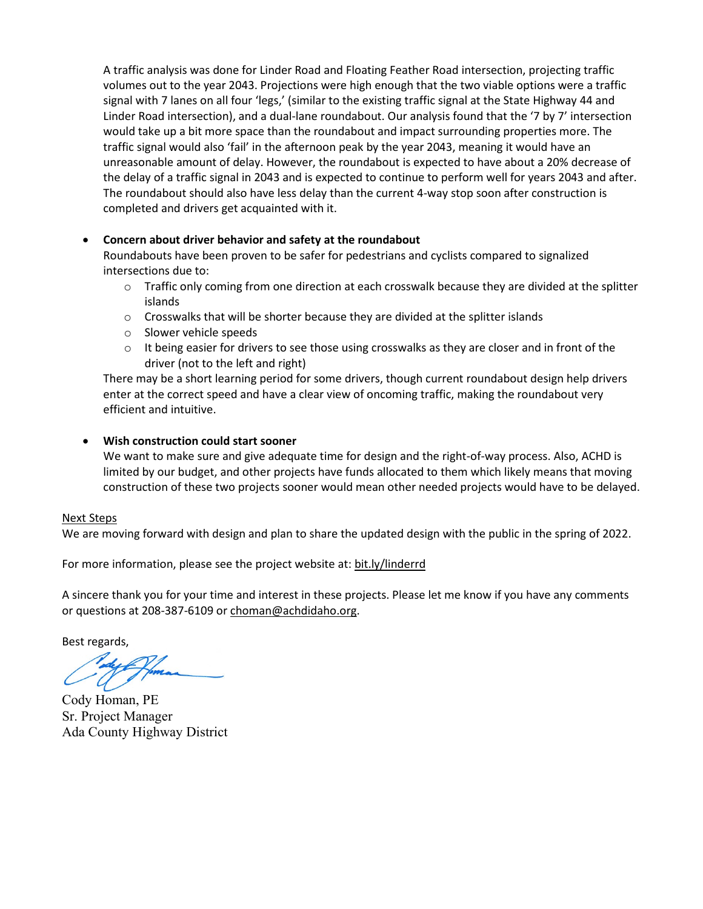A traffic analysis was done for Linder Road and Floating Feather Road intersection, projecting traffic volumes out to the year 2043. Projections were high enough that the two viable options were a traffic signal with 7 lanes on all four 'legs,' (similar to the existing traffic signal at the State Highway 44 and Linder Road intersection), and a dual-lane roundabout. Our analysis found that the '7 by 7' intersection would take up a bit more space than the roundabout and impact surrounding properties more. The traffic signal would also 'fail' in the afternoon peak by the year 2043, meaning it would have an unreasonable amount of delay. However, the roundabout is expected to have about a 20% decrease of the delay of a traffic signal in 2043 and is expected to continue to perform well for years 2043 and after. The roundabout should also have less delay than the current 4-way stop soon after construction is completed and drivers get acquainted with it.

- **Concern about driver behavior and safety at the roundabout**
  Roundabouts have been proven to be safer for pedestrians and cyclists compared to signalized intersections due to:
    - Traffic only coming from one direction at each crosswalk because they are divided at the splitter islands
    - Crosswalks that will be shorter because they are divided at the splitter islands
    - Slower vehicle speeds
    - It being easier for drivers to see those using crosswalks as they are closer and in front of the driver (not to the left and right)

  There may be a short learning period for some drivers, though current roundabout design help drivers enter at the correct speed and have a clear view of oncoming traffic, making the roundabout very efficient and intuitive.

- **Wish construction could start sooner**
  We want to make sure and give adequate time for design and the right-of-way process. Also, ACHD is limited by our budget, and other projects have funds allocated to them which likely means that moving construction of these two projects sooner would mean other needed projects would have to be delayed.

Next Steps

We are moving forward with design and plan to share the updated design with the public in the spring of 2022.

For more information, please see the project website at: bit.ly/linderrd

A sincere thank you for your time and interest in these projects. Please let me know if you have any comments or questions at 208-387-6109 or choman@achdidaho.org.

Best regards,

Cody Homan, PE
Sr. Project Manager
Ada County Highway District